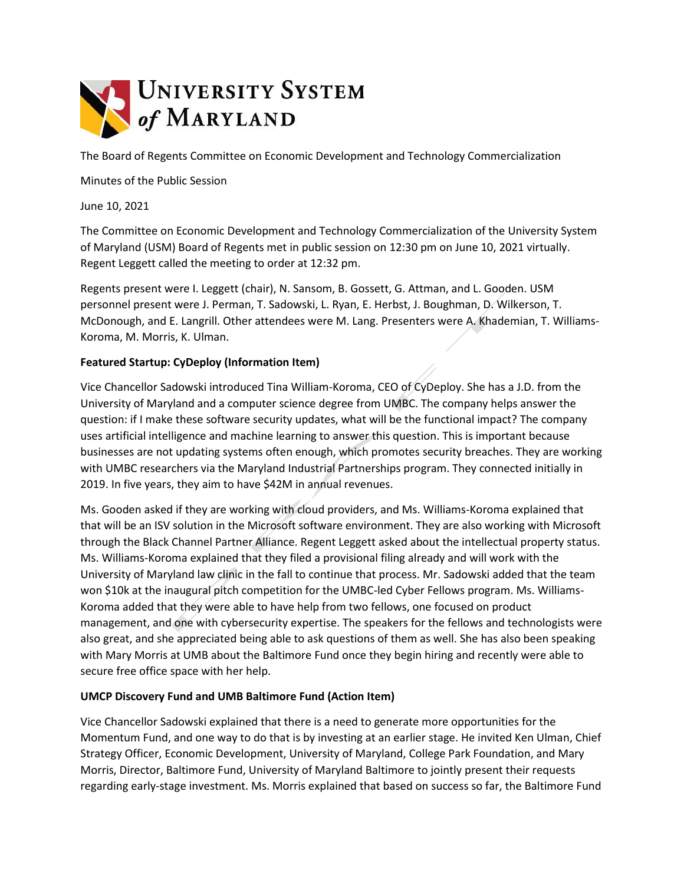UNIVERSITY SYSTEM of MARYLAND

The Board of Regents Committee on Economic Development and Technology Commercialization

Minutes of the Public Session

June 10, 2021

The Committee on Economic Development and Technology Commercialization of the University System of Maryland (USM) Board of Regents met in public session on 12:30 pm on June 10, 2021 virtually. Regent Leggett called the meeting to order at 12:32 pm.

Regents present were I. Leggett (chair), N. Sansom, B. Gossett, G. Attman, and L. Gooden. USM personnel present were J. Perman, T. Sadowski, L. Ryan, E. Herbst, J. Boughman, D. Wilkerson, T. McDonough, and E. Langrill. Other attendees were M. Lang. Presenters were A. Khademian, T. Williams-Koroma, M. Morris, K. Ulman.

**Featured Startup: CyDeploy (Information Item)**

Vice Chancellor Sadowski introduced Tina William-Koroma, CEO of CyDeploy. She has a J.D. from the University of Maryland and a computer science degree from UMBC. The company helps answer the question: if I make these software security updates, what will be the functional impact? The company uses artificial intelligence and machine learning to answer this question. This is important because businesses are not updating systems often enough, which promotes security breaches. They are working with UMBC researchers via the Maryland Industrial Partnerships program. They connected initially in 2019. In five years, they aim to have $42M in annual revenues.

Ms. Gooden asked if they are working with cloud providers, and Ms. Williams-Koroma explained that that will be an ISV solution in the Microsoft software environment. They are also working with Microsoft through the Black Channel Partner Alliance. Regent Leggett asked about the intellectual property status. Ms. Williams-Koroma explained that they filed a provisional filing already and will work with the University of Maryland law clinic in the fall to continue that process. Mr. Sadowski added that the team won $10k at the inaugural pitch competition for the UMBC-led Cyber Fellows program. Ms. Williams-Koroma added that they were able to have help from two fellows, one focused on product management, and one with cybersecurity expertise. The speakers for the fellows and technologists were also great, and she appreciated being able to ask questions of them as well. She has also been speaking with Mary Morris at UMB about the Baltimore Fund once they begin hiring and recently were able to secure free office space with her help.

**UMCP Discovery Fund and UMB Baltimore Fund (Action Item)**

Vice Chancellor Sadowski explained that there is a need to generate more opportunities for the Momentum Fund, and one way to do that is by investing at an earlier stage. He invited Ken Ulman, Chief Strategy Officer, Economic Development, University of Maryland, College Park Foundation, and Mary Morris, Director, Baltimore Fund, University of Maryland Baltimore to jointly present their requests regarding early-stage investment. Ms. Morris explained that based on success so far, the Baltimore Fund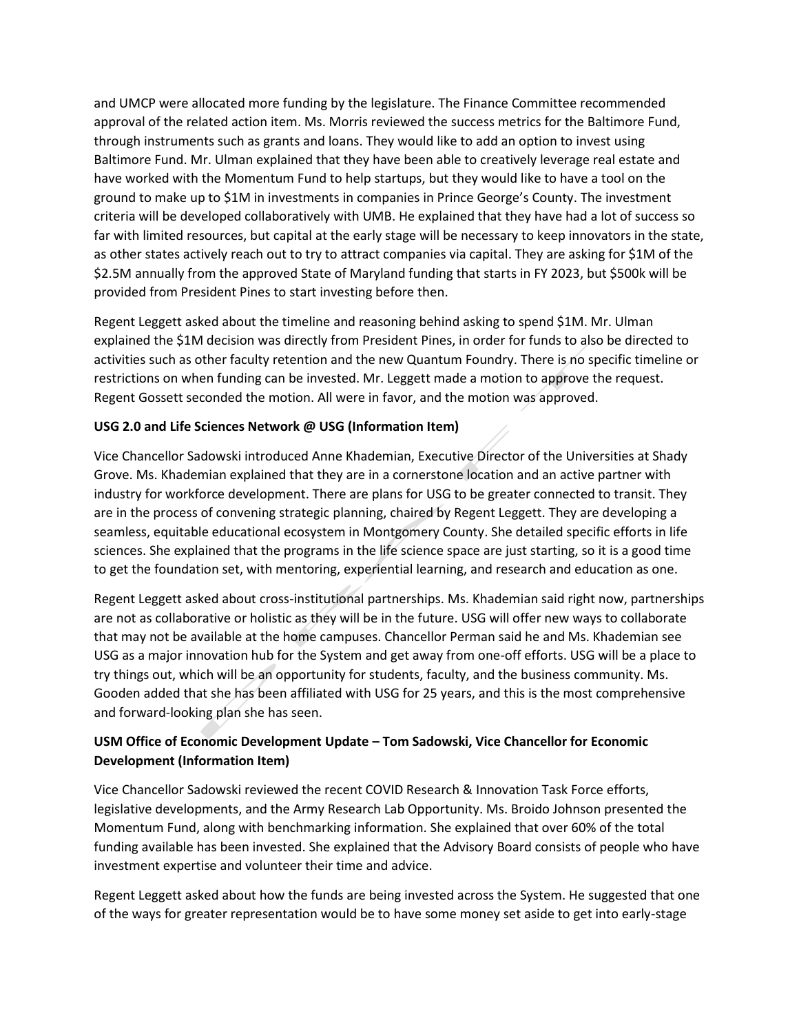and UMCP were allocated more funding by the legislature. The Finance Committee recommended approval of the related action item. Ms. Morris reviewed the success metrics for the Baltimore Fund, through instruments such as grants and loans. They would like to add an option to invest using Baltimore Fund. Mr. Ulman explained that they have been able to creatively leverage real estate and have worked with the Momentum Fund to help startups, but they would like to have a tool on the ground to make up to $1M in investments in companies in Prince George's County. The investment criteria will be developed collaboratively with UMB. He explained that they have had a lot of success so far with limited resources, but capital at the early stage will be necessary to keep innovators in the state, as other states actively reach out to try to attract companies via capital. They are asking for $1M of the $2.5M annually from the approved State of Maryland funding that starts in FY 2023, but $500k will be provided from President Pines to start investing before then.

Regent Leggett asked about the timeline and reasoning behind asking to spend $1M. Mr. Ulman explained the $1M decision was directly from President Pines, in order for funds to also be directed to activities such as other faculty retention and the new Quantum Foundry. There is no specific timeline or restrictions on when funding can be invested. Mr. Leggett made a motion to approve the request. Regent Gossett seconded the motion. All were in favor, and the motion was approved.

**USG 2.0 and Life Sciences Network @ USG (Information Item)**

Vice Chancellor Sadowski introduced Anne Khademian, Executive Director of the Universities at Shady Grove. Ms. Khademian explained that they are in a cornerstone location and an active partner with industry for workforce development. There are plans for USG to be greater connected to transit. They are in the process of convening strategic planning, chaired by Regent Leggett. They are developing a seamless, equitable educational ecosystem in Montgomery County. She detailed specific efforts in life sciences. She explained that the programs in the life science space are just starting, so it is a good time to get the foundation set, with mentoring, experiential learning, and research and education as one.

Regent Leggett asked about cross-institutional partnerships. Ms. Khademian said right now, partnerships are not as collaborative or holistic as they will be in the future. USG will offer new ways to collaborate that may not be available at the home campuses. Chancellor Perman said he and Ms. Khademian see USG as a major innovation hub for the System and get away from one-off efforts. USG will be a place to try things out, which will be an opportunity for students, faculty, and the business community. Ms. Gooden added that she has been affiliated with USG for 25 years, and this is the most comprehensive and forward-looking plan she has seen.

**USM Office of Economic Development Update – Tom Sadowski, Vice Chancellor for Economic Development (Information Item)**

Vice Chancellor Sadowski reviewed the recent COVID Research & Innovation Task Force efforts, legislative developments, and the Army Research Lab Opportunity. Ms. Broido Johnson presented the Momentum Fund, along with benchmarking information. She explained that over 60% of the total funding available has been invested. She explained that the Advisory Board consists of people who have investment expertise and volunteer their time and advice.

Regent Leggett asked about how the funds are being invested across the System. He suggested that one of the ways for greater representation would be to have some money set aside to get into early-stage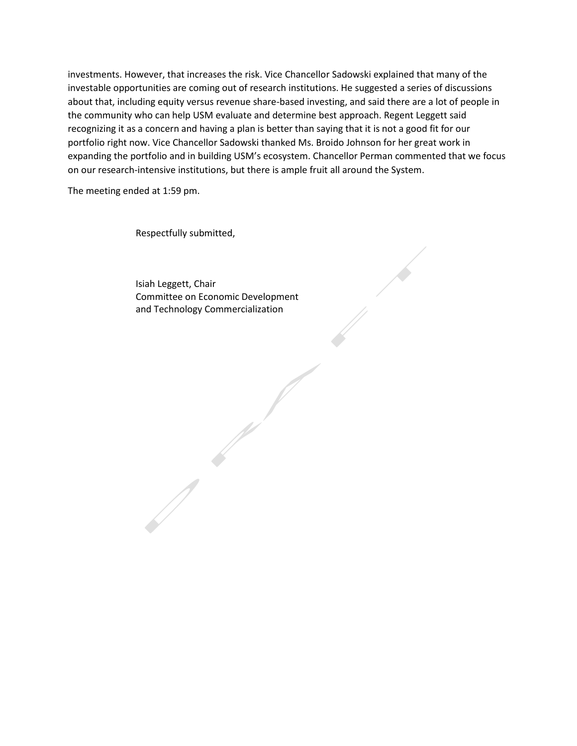investments. However, that increases the risk. Vice Chancellor Sadowski explained that many of the investable opportunities are coming out of research institutions. He suggested a series of discussions about that, including equity versus revenue share-based investing, and said there are a lot of people in the community who can help USM evaluate and determine best approach. Regent Leggett said recognizing it as a concern and having a plan is better than saying that it is not a good fit for our portfolio right now. Vice Chancellor Sadowski thanked Ms. Broido Johnson for her great work in expanding the portfolio and in building USM's ecosystem. Chancellor Perman commented that we focus on our research-intensive institutions, but there is ample fruit all around the System.

The meeting ended at 1:59 pm.

Respectfully submitted,

Isiah Leggett, Chair
Committee on Economic Development
and Technology Commercialization